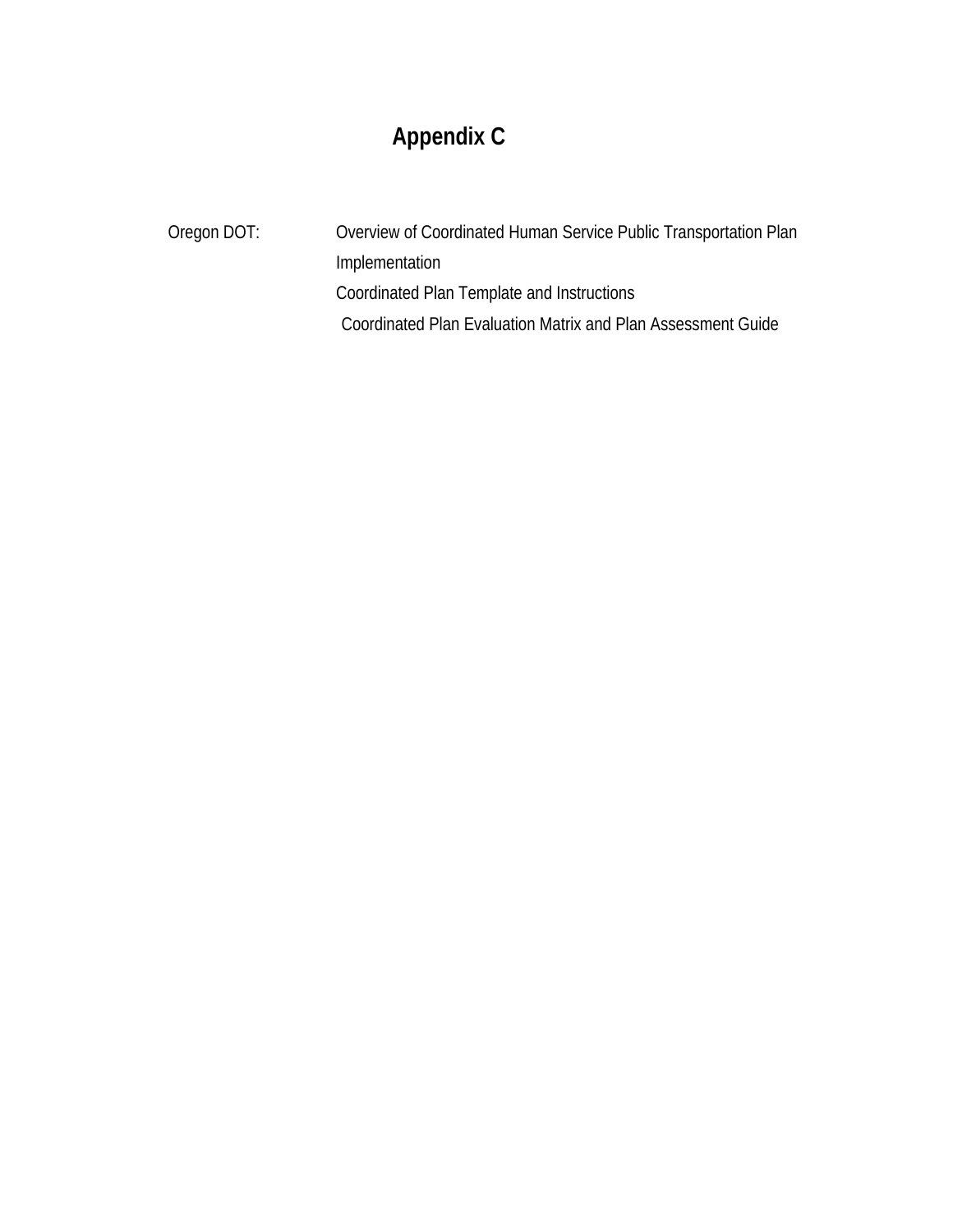# Appendix C

Oregon DOT:

Overview of Coordinated Human Service Public Transportation Plan Implementation

Coordinated Plan Template and Instructions

Coordinated Plan Evaluation Matrix and Plan Assessment Guide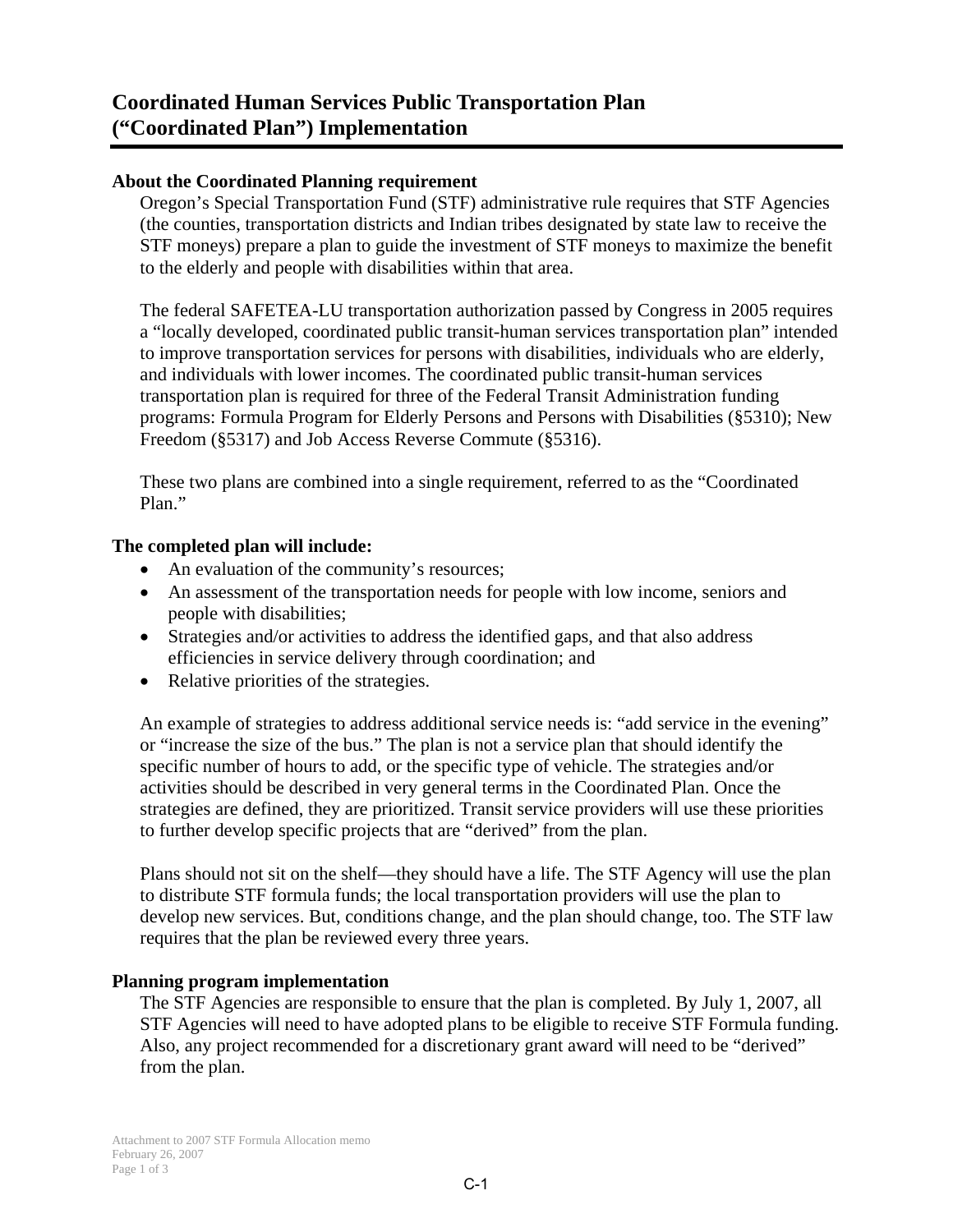# Coordinated Human Services Public Transportation Plan ("Coordinated Plan") Implementation

### About the Coordinated Planning requirement

Oregon's Special Transportation Fund (STF) administrative rule requires that STF Agencies (the counties, transportation districts and Indian tribes designated by state law to receive the STF moneys) prepare a plan to guide the investment of STF moneys to maximize the benefit to the elderly and people with disabilities within that area.

The federal SAFETEA-LU transportation authorization passed by Congress in 2005 requires a "locally developed, coordinated public transit-human services transportation plan" intended to improve transportation services for persons with disabilities, individuals who are elderly, and individuals with lower incomes. The coordinated public transit-human services transportation plan is required for three of the Federal Transit Administration funding programs: Formula Program for Elderly Persons and Persons with Disabilities (§5310); New Freedom (§5317) and Job Access Reverse Commute (§5316).

These two plans are combined into a single requirement, referred to as the "Coordinated Plan."

### The completed plan will include:

- An evaluation of the community's resources;
- An assessment of the transportation needs for people with low income, seniors and people with disabilities;
- Strategies and/or activities to address the identified gaps, and that also address efficiencies in service delivery through coordination; and
- Relative priorities of the strategies.

An example of strategies to address additional service needs is: "add service in the evening" or "increase the size of the bus." The plan is not a service plan that should identify the specific number of hours to add, or the specific type of vehicle. The strategies and/or activities should be described in very general terms in the Coordinated Plan. Once the strategies are defined, they are prioritized. Transit service providers will use these priorities to further develop specific projects that are "derived" from the plan.

Plans should not sit on the shelf—they should have a life. The STF Agency will use the plan to distribute STF formula funds; the local transportation providers will use the plan to develop new services. But, conditions change, and the plan should change, too. The STF law requires that the plan be reviewed every three years.

### Planning program implementation

The STF Agencies are responsible to ensure that the plan is completed. By July 1, 2007, all STF Agencies will need to have adopted plans to be eligible to receive STF Formula funding. Also, any project recommended for a discretionary grant award will need to be "derived" from the plan.

Attachment to 2007 STF Formula Allocation memo
February 26, 2007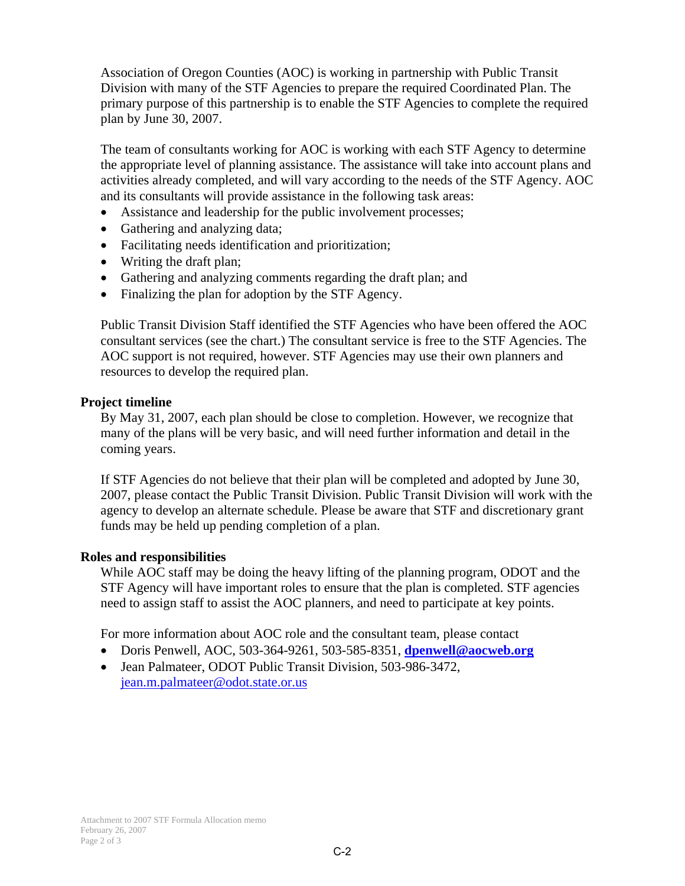Association of Oregon Counties (AOC) is working in partnership with Public Transit Division with many of the STF Agencies to prepare the required Coordinated Plan. The primary purpose of this partnership is to enable the STF Agencies to complete the required plan by June 30, 2007.

The team of consultants working for AOC is working with each STF Agency to determine the appropriate level of planning assistance. The assistance will take into account plans and activities already completed, and will vary according to the needs of the STF Agency. AOC and its consultants will provide assistance in the following task areas:

- Assistance and leadership for the public involvement processes;
- Gathering and analyzing data;
- Facilitating needs identification and prioritization;
- Writing the draft plan;
- Gathering and analyzing comments regarding the draft plan; and
- Finalizing the plan for adoption by the STF Agency.

Public Transit Division Staff identified the STF Agencies who have been offered the AOC consultant services (see the chart.) The consultant service is free to the STF Agencies. The AOC support is not required, however. STF Agencies may use their own planners and resources to develop the required plan.

**Project timeline**

By May 31, 2007, each plan should be close to completion. However, we recognize that many of the plans will be very basic, and will need further information and detail in the coming years.

If STF Agencies do not believe that their plan will be completed and adopted by June 30, 2007, please contact the Public Transit Division. Public Transit Division will work with the agency to develop an alternate schedule. Please be aware that STF and discretionary grant funds may be held up pending completion of a plan.

**Roles and responsibilities**

While AOC staff may be doing the heavy lifting of the planning program, ODOT and the STF Agency will have important roles to ensure that the plan is completed. STF agencies need to assign staff to assist the AOC planners, and need to participate at key points.

For more information about AOC role and the consultant team, please contact

- Doris Penwell, AOC, 503-364-9261, 503-585-8351, **dpenwell@aocweb.org**
- Jean Palmateer, ODOT Public Transit Division, 503-986-3472, jean.m.palmateer@odot.state.or.us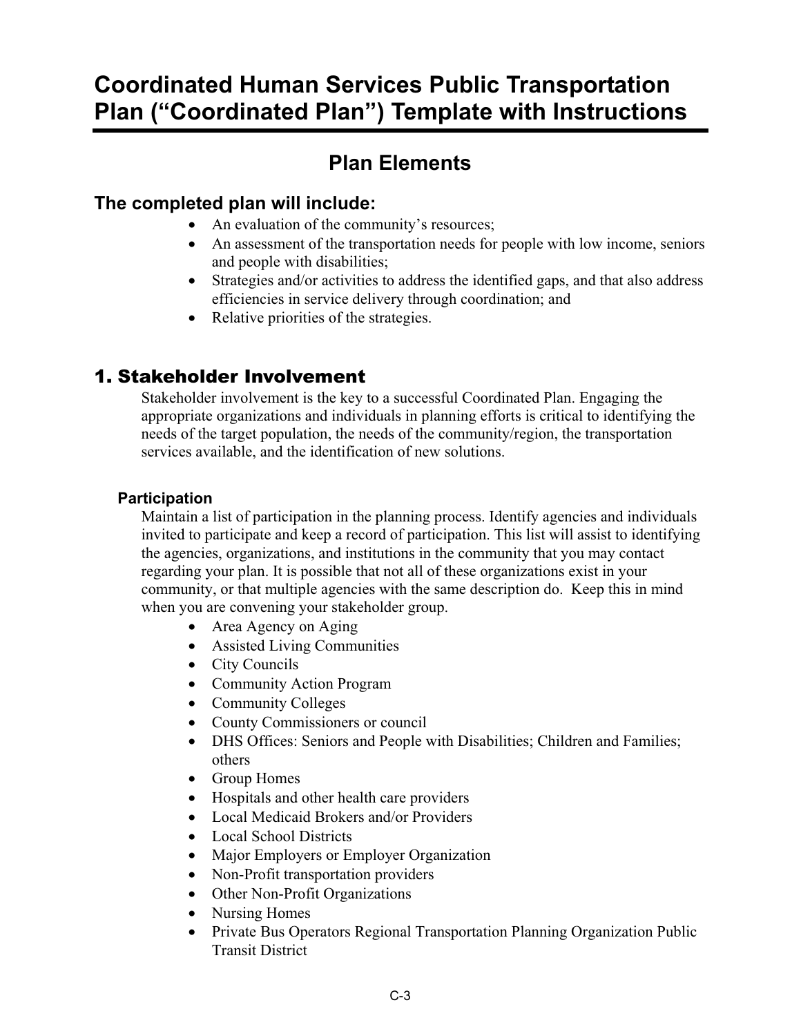# Coordinated Human Services Public Transportation Plan ("Coordinated Plan") Template with Instructions

## Plan Elements

### The completed plan will include:

- An evaluation of the community's resources;
- An assessment of the transportation needs for people with low income, seniors and people with disabilities;
- Strategies and/or activities to address the identified gaps, and that also address efficiencies in service delivery through coordination; and
- Relative priorities of the strategies.

## 1. Stakeholder Involvement

Stakeholder involvement is the key to a successful Coordinated Plan. Engaging the appropriate organizations and individuals in planning efforts is critical to identifying the needs of the target population, the needs of the community/region, the transportation services available, and the identification of new solutions.

### Participation

Maintain a list of participation in the planning process. Identify agencies and individuals invited to participate and keep a record of participation. This list will assist to identifying the agencies, organizations, and institutions in the community that you may contact regarding your plan. It is possible that not all of these organizations exist in your community, or that multiple agencies with the same description do. Keep this in mind when you are convening your stakeholder group.

- Area Agency on Aging
- Assisted Living Communities
- City Councils
- Community Action Program
- Community Colleges
- County Commissioners or council
- DHS Offices: Seniors and People with Disabilities; Children and Families; others
- Group Homes
- Hospitals and other health care providers
- Local Medicaid Brokers and/or Providers
- Local School Districts
- Major Employers or Employer Organization
- Non-Profit transportation providers
- Other Non-Profit Organizations
- Nursing Homes
- Private Bus Operators Regional Transportation Planning Organization Public Transit District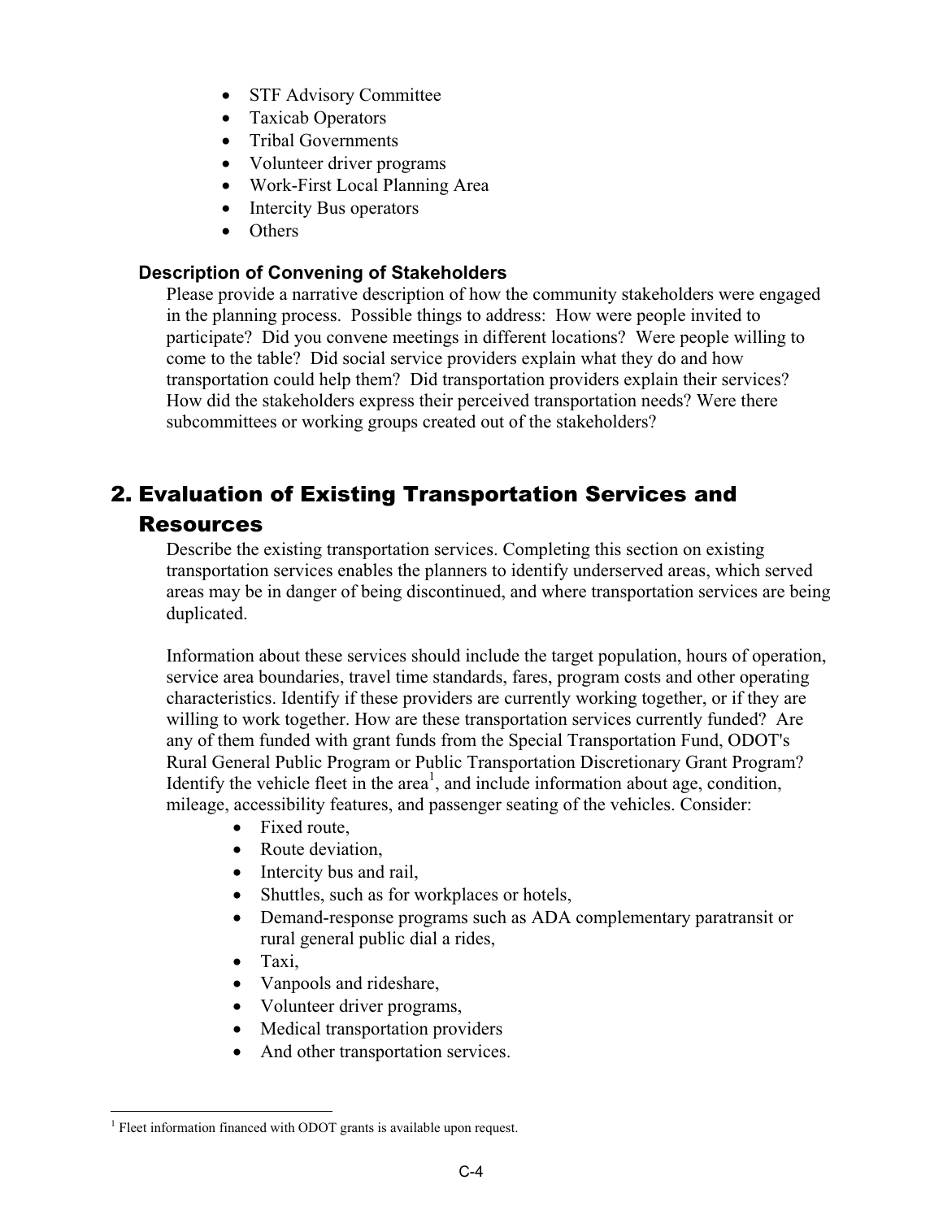- STF Advisory Committee
- Taxicab Operators
- Tribal Governments
- Volunteer driver programs
- Work-First Local Planning Area
- Intercity Bus operators
- Others

### Description of Convening of Stakeholders

Please provide a narrative description of how the community stakeholders were engaged in the planning process. Possible things to address: How were people invited to participate? Did you convene meetings in different locations? Were people willing to come to the table? Did social service providers explain what they do and how transportation could help them? Did transportation providers explain their services? How did the stakeholders express their perceived transportation needs? Were there subcommittees or working groups created out of the stakeholders?

## 2. Evaluation of Existing Transportation Services and Resources

Describe the existing transportation services. Completing this section on existing transportation services enables the planners to identify underserved areas, which served areas may be in danger of being discontinued, and where transportation services are being duplicated.

Information about these services should include the target population, hours of operation, service area boundaries, travel time standards, fares, program costs and other operating characteristics. Identify if these providers are currently working together, or if they are willing to work together. How are these transportation services currently funded? Are any of them funded with grant funds from the Special Transportation Fund, ODOT's Rural General Public Program or Public Transportation Discretionary Grant Program? Identify the vehicle fleet in the area[1], and include information about age, condition, mileage, accessibility features, and passenger seating of the vehicles. Consider:

- Fixed route,
- Route deviation,
- Intercity bus and rail,
- Shuttles, such as for workplaces or hotels,
- Demand-response programs such as ADA complementary paratransit or rural general public dial a rides,
- Taxi,
- Vanpools and rideshare,
- Volunteer driver programs,
- Medical transportation providers
- And other transportation services.

[1] Fleet information financed with ODOT grants is available upon request.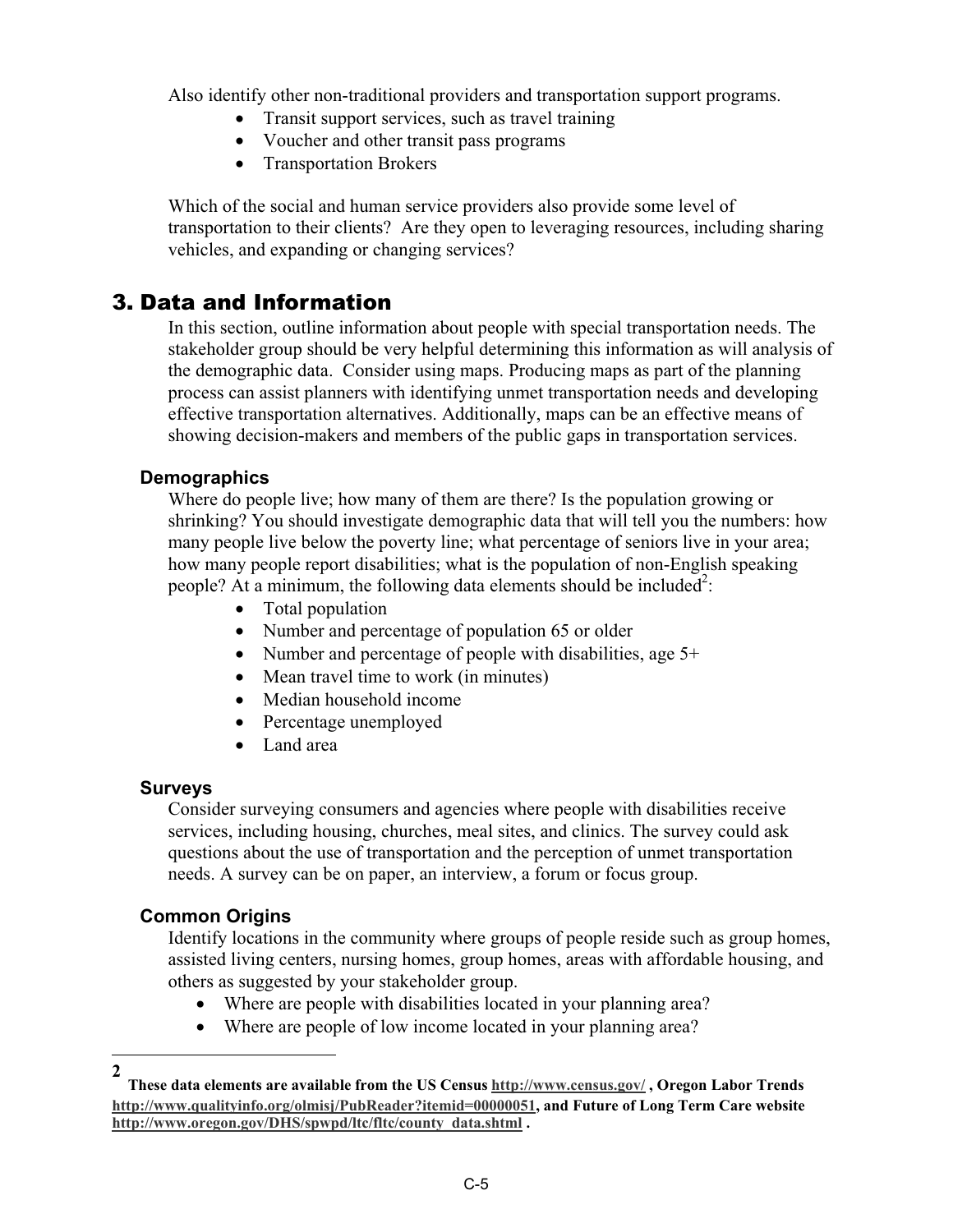Also identify other non-traditional providers and transportation support programs.

- Transit support services, such as travel training
- Voucher and other transit pass programs
- Transportation Brokers

Which of the social and human service providers also provide some level of transportation to their clients? Are they open to leveraging resources, including sharing vehicles, and expanding or changing services?

## 3. Data and Information

In this section, outline information about people with special transportation needs. The stakeholder group should be very helpful determining this information as will analysis of the demographic data. Consider using maps. Producing maps as part of the planning process can assist planners with identifying unmet transportation needs and developing effective transportation alternatives. Additionally, maps can be an effective means of showing decision-makers and members of the public gaps in transportation services.

### Demographics

Where do people live; how many of them are there? Is the population growing or shrinking? You should investigate demographic data that will tell you the numbers: how many people live below the poverty line; what percentage of seniors live in your area; how many people report disabilities; what is the population of non-English speaking people? At a minimum, the following data elements should be included[2]:

- Total population
- Number and percentage of population 65 or older
- Number and percentage of people with disabilities, age 5+
- Mean travel time to work (in minutes)
- Median household income
- Percentage unemployed
- Land area

### Surveys

Consider surveying consumers and agencies where people with disabilities receive services, including housing, churches, meal sites, and clinics. The survey could ask questions about the use of transportation and the perception of unmet transportation needs. A survey can be on paper, an interview, a forum or focus group.

### Common Origins

Identify locations in the community where groups of people reside such as group homes, assisted living centers, nursing homes, group homes, areas with affordable housing, and others as suggested by your stakeholder group.

- Where are people with disabilities located in your planning area?
- Where are people of low income located in your planning area?

---

[2] **These data elements are available from the US Census http://www.census.gov/ , Oregon Labor Trends http://www.qualityinfo.org/olmisj/PubReader?itemid=00000051, and Future of Long Term Care website http://www.oregon.gov/DHS/spwpd/ltc/fltc/county_data.shtml .**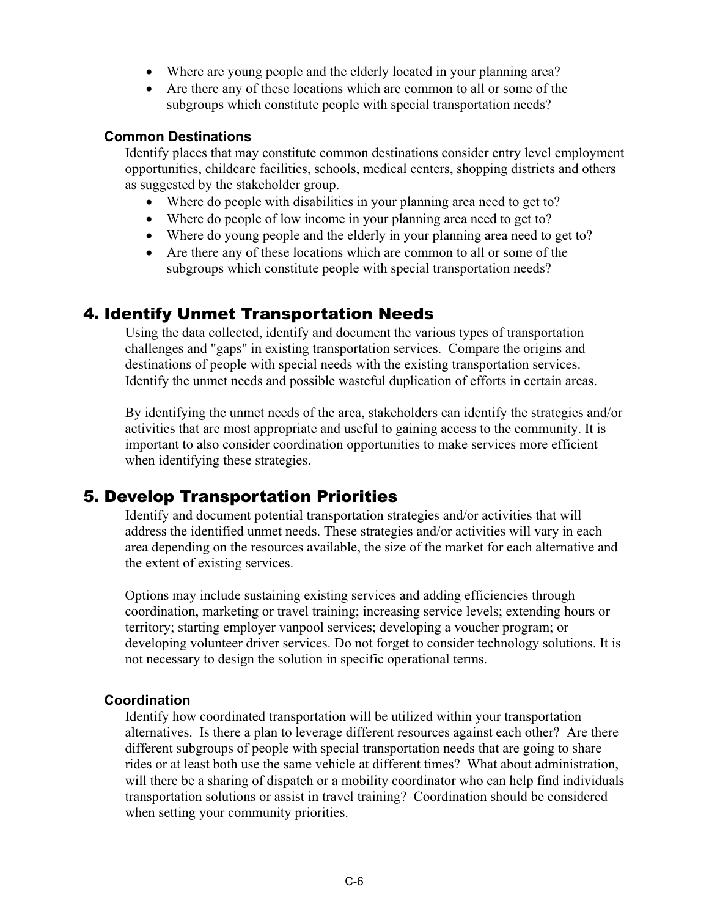- Where are young people and the elderly located in your planning area?
- Are there any of these locations which are common to all or some of the subgroups which constitute people with special transportation needs?

### Common Destinations

Identify places that may constitute common destinations consider entry level employment opportunities, childcare facilities, schools, medical centers, shopping districts and others as suggested by the stakeholder group.

- Where do people with disabilities in your planning area need to get to?
- Where do people of low income in your planning area need to get to?
- Where do young people and the elderly in your planning area need to get to?
- Are there any of these locations which are common to all or some of the subgroups which constitute people with special transportation needs?

## 4. Identify Unmet Transportation Needs

Using the data collected, identify and document the various types of transportation challenges and "gaps" in existing transportation services. Compare the origins and destinations of people with special needs with the existing transportation services. Identify the unmet needs and possible wasteful duplication of efforts in certain areas.

By identifying the unmet needs of the area, stakeholders can identify the strategies and/or activities that are most appropriate and useful to gaining access to the community. It is important to also consider coordination opportunities to make services more efficient when identifying these strategies.

## 5. Develop Transportation Priorities

Identify and document potential transportation strategies and/or activities that will address the identified unmet needs. These strategies and/or activities will vary in each area depending on the resources available, the size of the market for each alternative and the extent of existing services.

Options may include sustaining existing services and adding efficiencies through coordination, marketing or travel training; increasing service levels; extending hours or territory; starting employer vanpool services; developing a voucher program; or developing volunteer driver services. Do not forget to consider technology solutions. It is not necessary to design the solution in specific operational terms.

### Coordination

Identify how coordinated transportation will be utilized within your transportation alternatives. Is there a plan to leverage different resources against each other? Are there different subgroups of people with special transportation needs that are going to share rides or at least both use the same vehicle at different times? What about administration, will there be a sharing of dispatch or a mobility coordinator who can help find individuals transportation solutions or assist in travel training? Coordination should be considered when setting your community priorities.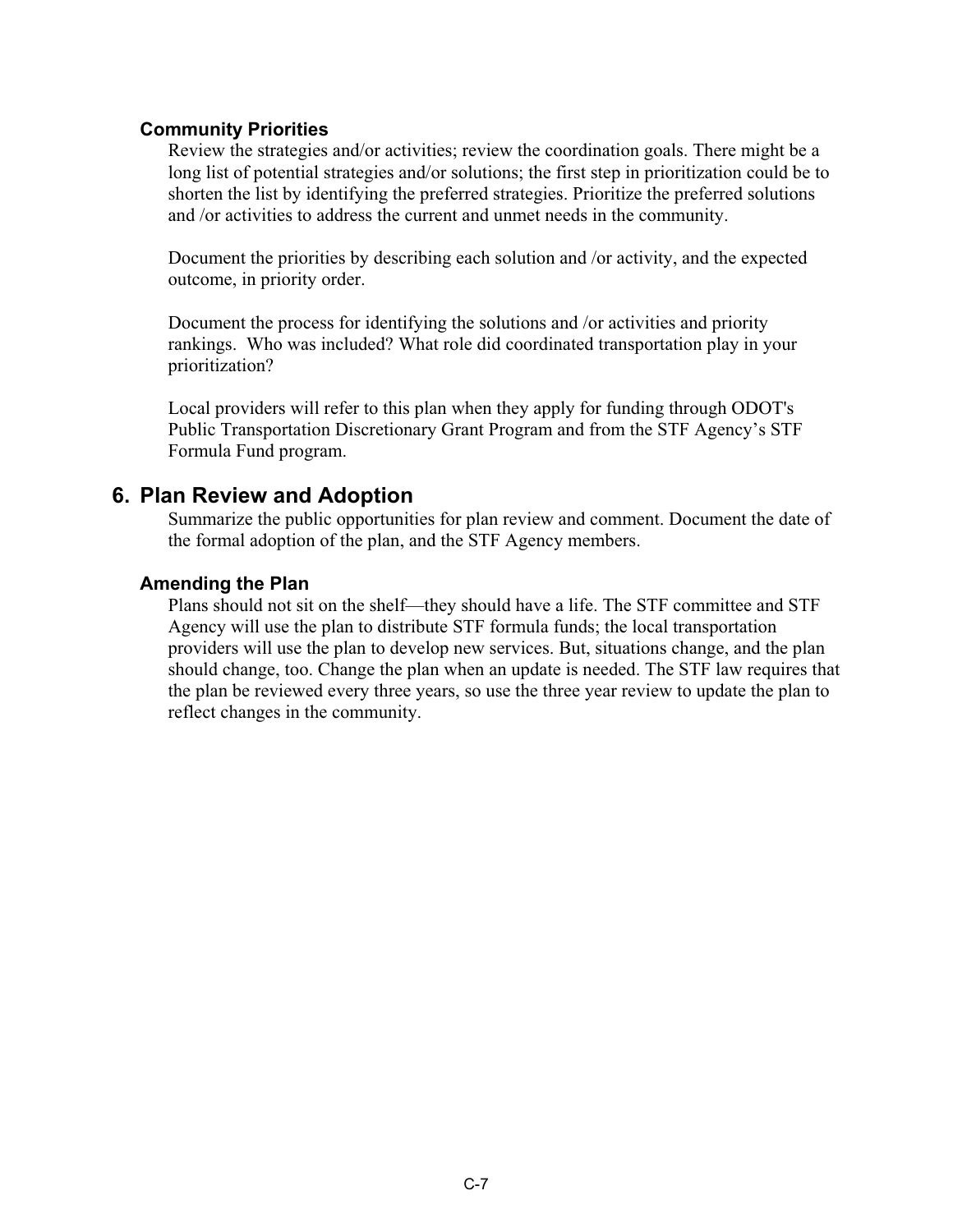### Community Priorities

Review the strategies and/or activities; review the coordination goals. There might be a long list of potential strategies and/or solutions; the first step in prioritization could be to shorten the list by identifying the preferred strategies. Prioritize the preferred solutions and /or activities to address the current and unmet needs in the community.

Document the priorities by describing each solution and /or activity, and the expected outcome, in priority order.

Document the process for identifying the solutions and /or activities and priority rankings. Who was included? What role did coordinated transportation play in your prioritization?

Local providers will refer to this plan when they apply for funding through ODOT's Public Transportation Discretionary Grant Program and from the STF Agency's STF Formula Fund program.

## 6. Plan Review and Adoption

Summarize the public opportunities for plan review and comment. Document the date of the formal adoption of the plan, and the STF Agency members.

### Amending the Plan

Plans should not sit on the shelf—they should have a life. The STF committee and STF Agency will use the plan to distribute STF formula funds; the local transportation providers will use the plan to develop new services. But, situations change, and the plan should change, too. Change the plan when an update is needed. The STF law requires that the plan be reviewed every three years, so use the three year review to update the plan to reflect changes in the community.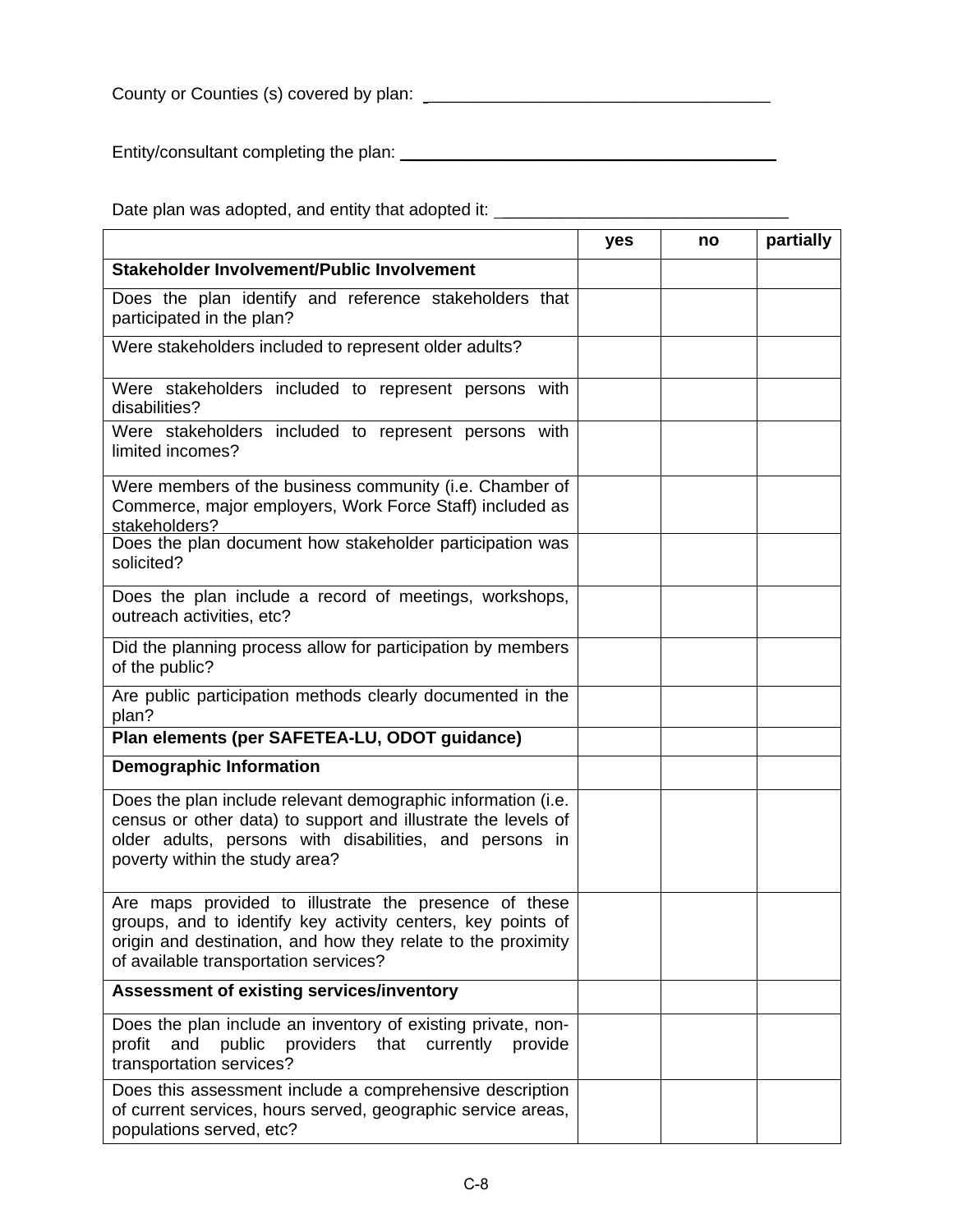County or Counties (s) covered by plan: ____________________________________

Entity/consultant completing the plan: ________________________________________

Date plan was adopted, and entity that adopted it: _______________________________

| | yes | no | partially |
|---|---|---|---|
| **Stakeholder Involvement/Public Involvement** | | | |
| Does the plan identify and reference stakeholders that participated in the plan? | | | |
| Were stakeholders included to represent older adults? | | | |
| Were stakeholders included to represent persons with disabilities? | | | |
| Were stakeholders included to represent persons with limited incomes? | | | |
| Were members of the business community (i.e. Chamber of Commerce, major employers, Work Force Staff) included as stakeholders? | | | |
| Does the plan document how stakeholder participation was solicited? | | | |
| Does the plan include a record of meetings, workshops, outreach activities, etc? | | | |
| Did the planning process allow for participation by members of the public? | | | |
| Are public participation methods clearly documented in the plan? | | | |
| **Plan elements (per SAFETEA-LU, ODOT guidance)** | | | |
| **Demographic Information** | | | |
| Does the plan include relevant demographic information (i.e. census or other data) to support and illustrate the levels of older adults, persons with disabilities, and persons in poverty within the study area? | | | |
| Are maps provided to illustrate the presence of these groups, and to identify key activity centers, key points of origin and destination, and how they relate to the proximity of available transportation services? | | | |
| **Assessment of existing services/inventory** | | | |
| Does the plan include an inventory of existing private, non-profit and public providers that currently provide transportation services? | | | |
| Does this assessment include a comprehensive description of current services, hours served, geographic service areas, populations served, etc? | | | |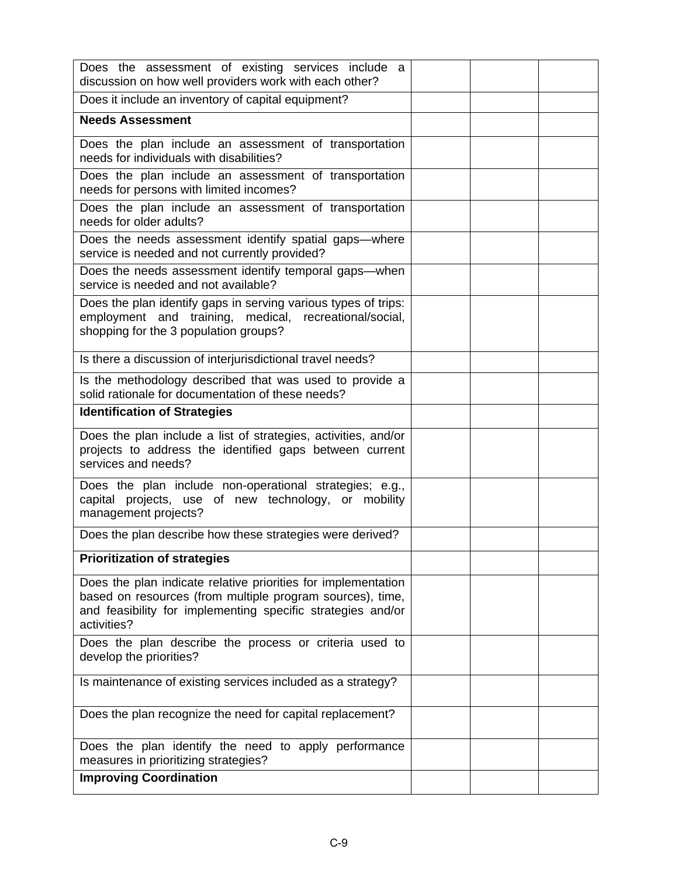| | | | |
|---|---|---|---|
| Does the assessment of existing services include a discussion on how well providers work with each other? | | | |
| Does it include an inventory of capital equipment? | | | |
| **Needs Assessment** | | | |
| Does the plan include an assessment of transportation needs for individuals with disabilities? | | | |
| Does the plan include an assessment of transportation needs for persons with limited incomes? | | | |
| Does the plan include an assessment of transportation needs for older adults? | | | |
| Does the needs assessment identify spatial gaps—where service is needed and not currently provided? | | | |
| Does the needs assessment identify temporal gaps—when service is needed and not available? | | | |
| Does the plan identify gaps in serving various types of trips: employment and training, medical, recreational/social, shopping for the 3 population groups? | | | |
| Is there a discussion of interjurisdictional travel needs? | | | |
| Is the methodology described that was used to provide a solid rationale for documentation of these needs? | | | |
| **Identification of Strategies** | | | |
| Does the plan include a list of strategies, activities, and/or projects to address the identified gaps between current services and needs? | | | |
| Does the plan include non-operational strategies; e.g., capital projects, use of new technology, or mobility management projects? | | | |
| Does the plan describe how these strategies were derived? | | | |
| **Prioritization of strategies** | | | |
| Does the plan indicate relative priorities for implementation based on resources (from multiple program sources), time, and feasibility for implementing specific strategies and/or activities? | | | |
| Does the plan describe the process or criteria used to develop the priorities? | | | |
| Is maintenance of existing services included as a strategy? | | | |
| Does the plan recognize the need for capital replacement? | | | |
| Does the plan identify the need to apply performance measures in prioritizing strategies? | | | |
| **Improving Coordination** | | | |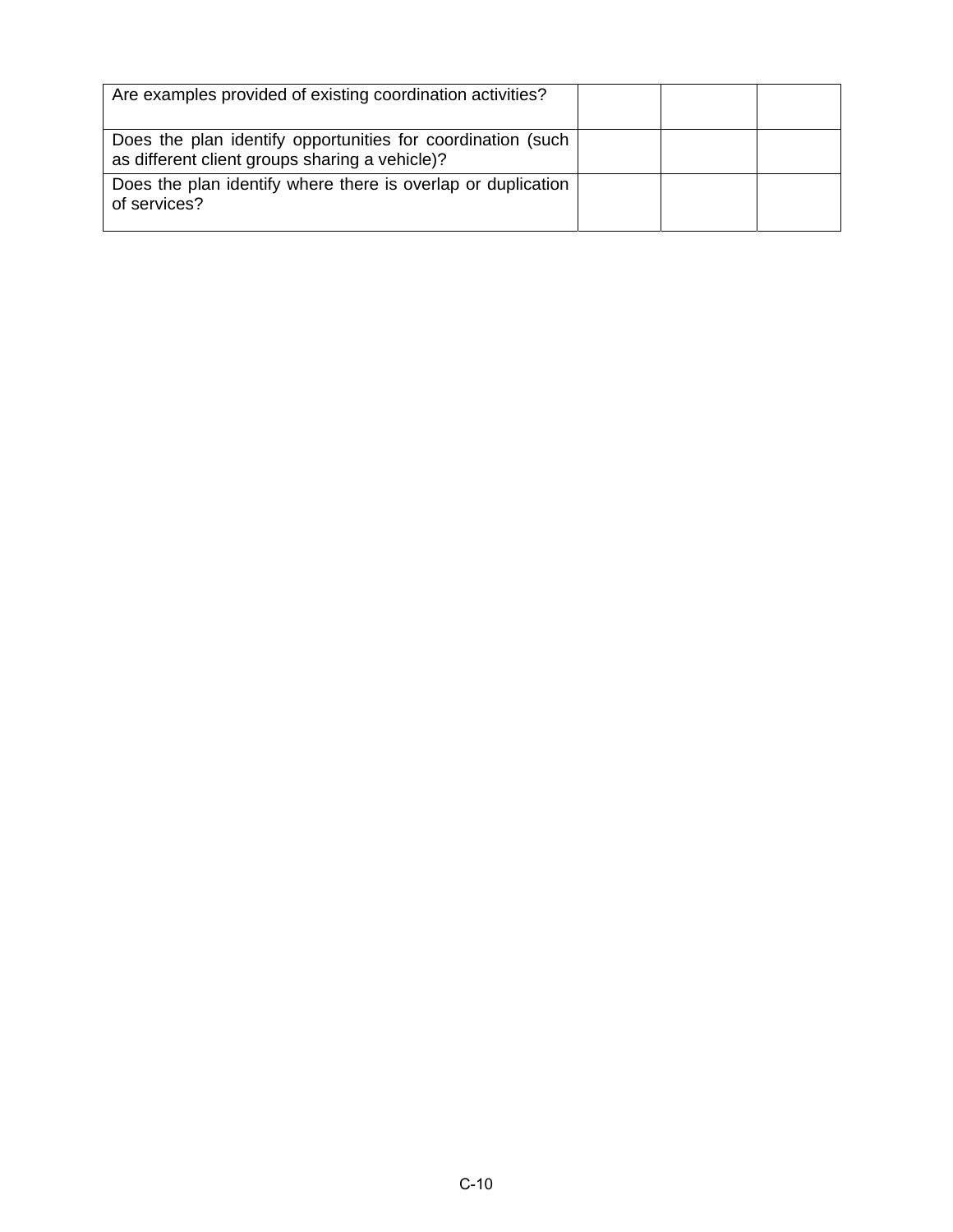| | | | |
|---|---|---|---|
| Are examples provided of existing coordination activities? | | | |
| Does the plan identify opportunities for coordination (such as different client groups sharing a vehicle)? | | | |
| Does the plan identify where there is overlap or duplication of services? | | | |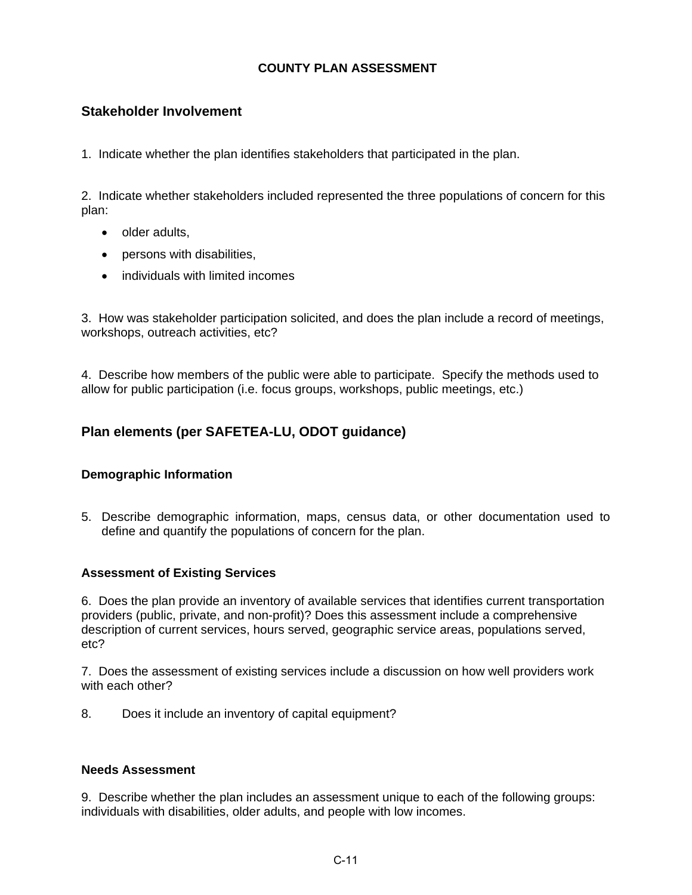# COUNTY PLAN ASSESSMENT

## Stakeholder Involvement

1. Indicate whether the plan identifies stakeholders that participated in the plan.

2. Indicate whether stakeholders included represented the three populations of concern for this plan:

   - older adults,
   - persons with disabilities,
   - individuals with limited incomes

3. How was stakeholder participation solicited, and does the plan include a record of meetings, workshops, outreach activities, etc?

4. Describe how members of the public were able to participate. Specify the methods used to allow for public participation (i.e. focus groups, workshops, public meetings, etc.)

## Plan elements (per SAFETEA-LU, ODOT guidance)

### Demographic Information

5. Describe demographic information, maps, census data, or other documentation used to define and quantify the populations of concern for the plan.

### Assessment of Existing Services

6. Does the plan provide an inventory of available services that identifies current transportation providers (public, private, and non-profit)? Does this assessment include a comprehensive description of current services, hours served, geographic service areas, populations served, etc?

7. Does the assessment of existing services include a discussion on how well providers work with each other?

8. Does it include an inventory of capital equipment?

### Needs Assessment

9. Describe whether the plan includes an assessment unique to each of the following groups: individuals with disabilities, older adults, and people with low incomes.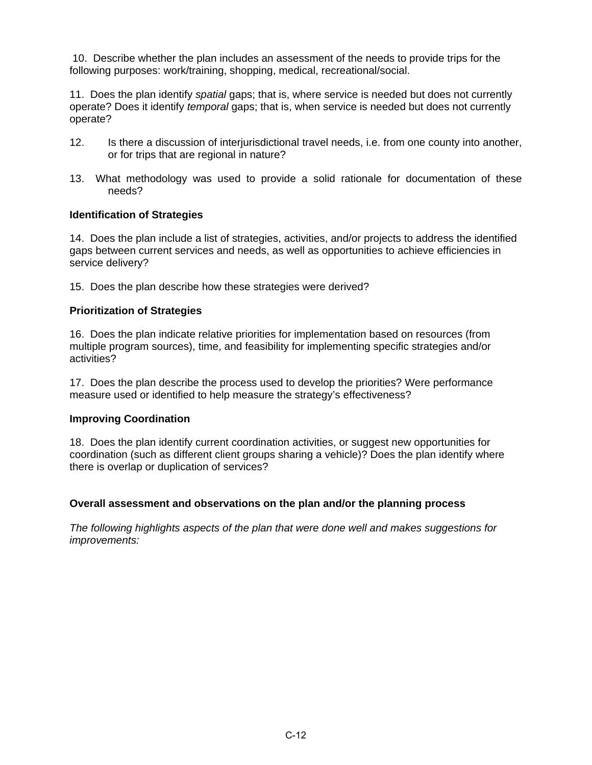10. Describe whether the plan includes an assessment of the needs to provide trips for the following purposes: work/training, shopping, medical, recreational/social.

11. Does the plan identify *spatial* gaps; that is, where service is needed but does not currently operate? Does it identify *temporal* gaps; that is, when service is needed but does not currently operate?

12. Is there a discussion of interjurisdictional travel needs, i.e. from one county into another, or for trips that are regional in nature?

13. What methodology was used to provide a solid rationale for documentation of these needs?

**Identification of Strategies**

14. Does the plan include a list of strategies, activities, and/or projects to address the identified gaps between current services and needs, as well as opportunities to achieve efficiencies in service delivery?

15. Does the plan describe how these strategies were derived?

**Prioritization of Strategies**

16. Does the plan indicate relative priorities for implementation based on resources (from multiple program sources), time, and feasibility for implementing specific strategies and/or activities?

17. Does the plan describe the process used to develop the priorities? Were performance measure used or identified to help measure the strategy's effectiveness?

**Improving Coordination**

18. Does the plan identify current coordination activities, or suggest new opportunities for coordination (such as different client groups sharing a vehicle)? Does the plan identify where there is overlap or duplication of services?

**Overall assessment and observations on the plan and/or the planning process**

*The following highlights aspects of the plan that were done well and makes suggestions for improvements:*